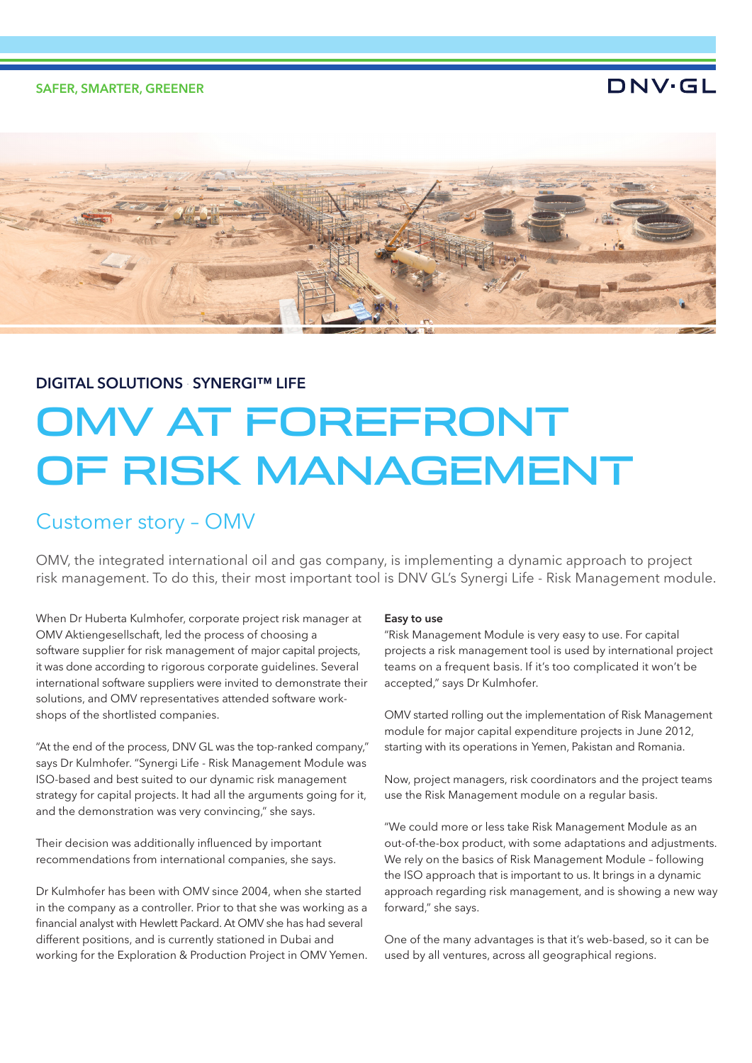SAFER, SMARTER, GREENER

DNV·GL

DIGITAL SOLUTIONS SYNERGI™ LIFE

# OMV AT FOREFRONT OF RISK MANAGEMENT

## Customer story – OMV

OMV, the integrated international oil and gas company, is implementing a dynamic approach to project risk management. To do this, their most important tool is DNV GL's Synergi Life - Risk Management module.

When Dr Huberta Kulmhofer, corporate project risk manager at OMV Aktiengesellschaft, led the process of choosing a software supplier for risk management of major capital projects, it was done according to rigorous corporate guidelines. Several international software suppliers were invited to demonstrate their solutions, and OMV representatives attended software work-shops of the shortlisted companies.

"At the end of the process, DNV GL was the top-ranked company," says Dr Kulmhofer. "Synergi Life - Risk Management Module was ISO-based and best suited to our dynamic risk management strategy for capital projects. It had all the arguments going for it, and the demonstration was very convincing," she says.

Their decision was additionally influenced by important recommendations from international companies, she says.

Dr Kulmhofer has been with OMV since 2004, when she started in the company as a controller. Prior to that she was working as a financial analyst with Hewlett Packard. At OMV she has had several different positions, and is currently stationed in Dubai and working for the Exploration & Production Project in OMV Yemen.

**Easy to use**

"Risk Management Module is very easy to use. For capital projects a risk management tool is used by international project teams on a frequent basis. If it's too complicated it won't be accepted," says Dr Kulmhofer.

OMV started rolling out the implementation of Risk Management module for major capital expenditure projects in June 2012, starting with its operations in Yemen, Pakistan and Romania.

Now, project managers, risk coordinators and the project teams use the Risk Management module on a regular basis.

"We could more or less take Risk Management Module as an out-of-the-box product, with some adaptations and adjustments. We rely on the basics of Risk Management Module – following the ISO approach that is important to us. It brings in a dynamic approach regarding risk management, and is showing a new way forward," she says.

One of the many advantages is that it's web-based, so it can be used by all ventures, across all geographical regions.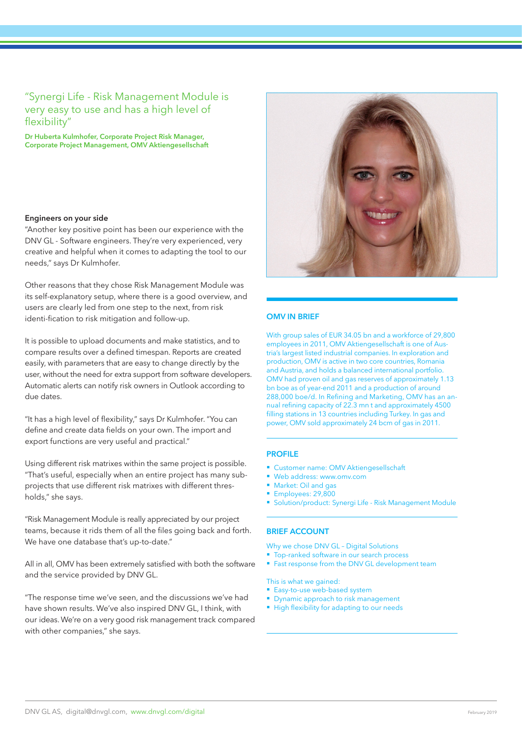"Synergi Life - Risk Management Module is very easy to use and has a high level of flexibility"

**Dr Huberta Kulmhofer, Corporate Project Risk Manager, Corporate Project Management, OMV Aktiengesellschaft**

**Engineers on your side**

"Another key positive point has been our experience with the DNV GL - Software engineers. They're very experienced, very creative and helpful when it comes to adapting the tool to our needs," says Dr Kulmhofer.

Other reasons that they chose Risk Management Module was its self-explanatory setup, where there is a good overview, and users are clearly led from one step to the next, from risk identi-fication to risk mitigation and follow-up.

It is possible to upload documents and make statistics, and to compare results over a defined timespan. Reports are created easily, with parameters that are easy to change directly by the user, without the need for extra support from software developers. Automatic alerts can notify risk owners in Outlook according to due dates.

"It has a high level of flexibility," says Dr Kulmhofer. "You can define and create data fields on your own. The import and export functions are very useful and practical."

Using different risk matrixes within the same project is possible. "That's useful, especially when an entire project has many sub-projects that use different risk matrixes with different thres-holds," she says.

"Risk Management Module is really appreciated by our project teams, because it rids them of all the files going back and forth. We have one database that's up-to-date."

All in all, OMV has been extremely satisfied with both the software and the service provided by DNV GL.

"The response time we've seen, and the discussions we've had have shown results. We've also inspired DNV GL, I think, with our ideas. We're on a very good risk management track compared with other companies," she says.

## OMV IN BRIEF

With group sales of EUR 34.05 bn and a workforce of 29,800 employees in 2011, OMV Aktiengesellschaft is one of Austria's largest listed industrial companies. In exploration and production, OMV is active in two core countries, Romania and Austria, and holds a balanced international portfolio. OMV had proven oil and gas reserves of approximately 1.13 bn boe as of year-end 2011 and a production of around 288,000 boe/d. In Refining and Marketing, OMV has an annual refining capacity of 22.3 mn t and approximately 4500 filling stations in 13 countries including Turkey. In gas and power, OMV sold approximately 24 bcm of gas in 2011.

## PROFILE

- Customer name: OMV Aktiengesellschaft
- Web address: www.omv.com
- Market: Oil and gas
- Employees: 29,800
- Solution/product: Synergi Life - Risk Management Module

## BRIEF ACCOUNT

Why we chose DNV GL – Digital Solutions
- Top-ranked software in our search process
- Fast response from the DNV GL development team

This is what we gained:
- Easy-to-use web-based system
- Dynamic approach to risk management
- High flexibility for adapting to our needs

DNV GL AS, digital@dnvgl.com, www.dnvgl.com/digital

February 2019